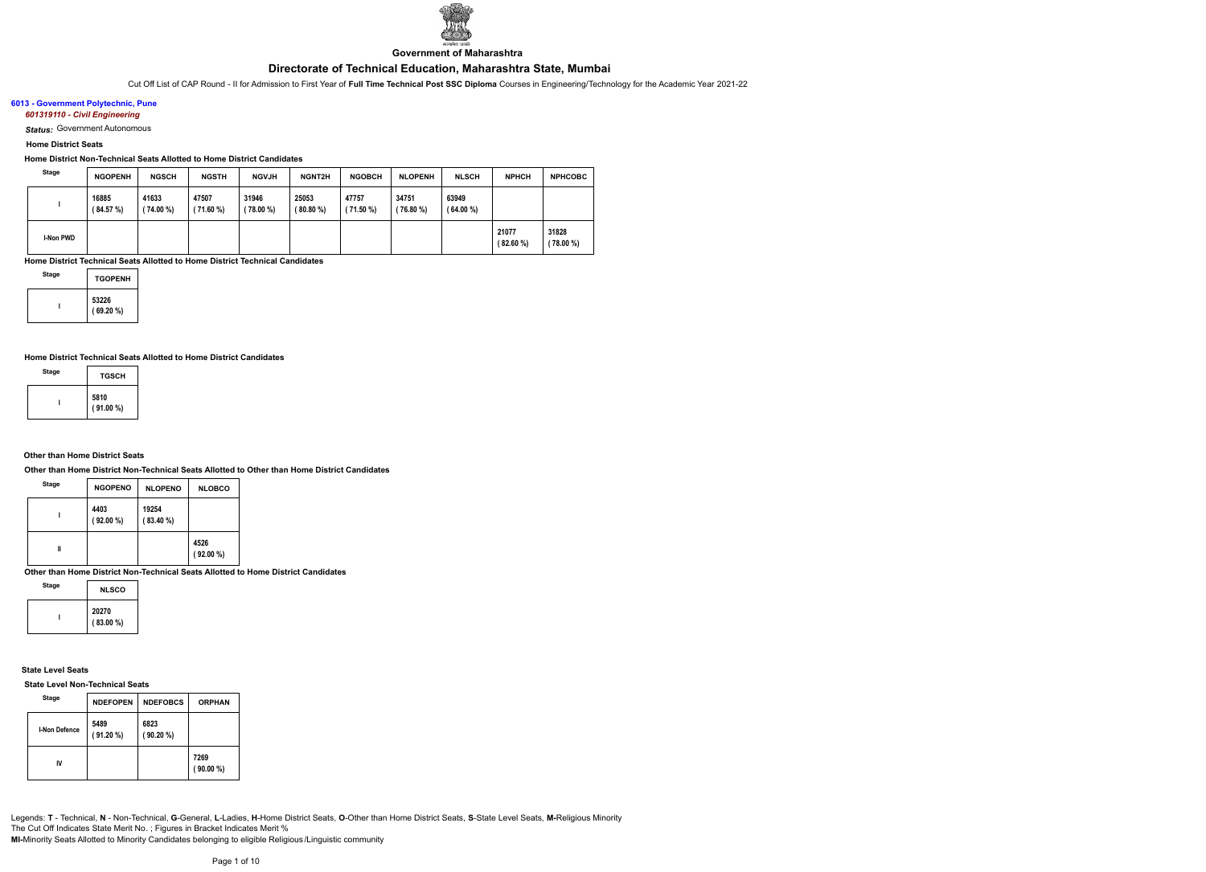**Government of Maharashtra**

# Directorate of Technical Education, Maharashtra State, Mumbai

Cut Off List of CAP Round - II for Admission to First Year of **Full Time Technical Post SSC Diploma** Courses in Engineering/Technology for the Academic Year 2021-22

## 6013 - Government Polytechnic, Pune

*601319110 - Civil Engineering*

***Status:*** Government Autonomous

**Home District Seats**

**Home District Non-Technical Seats Allotted to Home District Candidates**

| Stage | NGOPENH | NGSCH | NGSTH | NGVJH | NGNT2H | NGOBCH | NLOPENH | NLSCH | NPHCH | NPHCOBC |
|---|---|---|---|---|---|---|---|---|---|---|
| I | 16885 ( 84.57 %) | 41633 ( 74.00 %) | 47507 ( 71.60 %) | 31946 ( 78.00 %) | 25053 ( 80.80 %) | 47757 ( 71.50 %) | 34751 ( 76.80 %) | 63949 ( 64.00 %) | | |
| I-Non PWD | | | | | | | | | 21077 ( 82.60 %) | 31828 ( 78.00 %) |

**Home District Technical Seats Allotted to Home District Technical Candidates**

| Stage | TGOPENH |
|---|---|
| I | 53226 ( 69.20 %) |

**Home District Technical Seats Allotted to Home District Candidates**

| Stage | TGSCH |
|---|---|
| I | 5810 ( 91.00 %) |

**Other than Home District Seats**

**Other than Home District Non-Technical Seats Allotted to Other than Home District Candidates**

| Stage | NGOPENO | NLOPENO | NLOBCO |
|---|---|---|---|
| I | 4403 ( 92.00 %) | 19254 ( 83.40 %) | |
| II | | | 4526 ( 92.00 %) |

**Other than Home District Non-Technical Seats Allotted to Home District Candidates**

| Stage | NLSCO |
|---|---|
| I | 20270 ( 83.00 %) |

**State Level Seats**

**State Level Non-Technical Seats**

| Stage | NDEFOPEN | NDEFOBCS | ORPHAN |
|---|---|---|---|
| I-Non Defence | 5489 ( 91.20 %) | 6823 ( 90.20 %) | |
| IV | | | 7269 ( 90.00 %) |

Legends: **T** - Technical, **N** - Non-Technical, **G**-General, **L**-Ladies, **H**-Home District Seats, **O**-Other than Home District Seats, **S**-State Level Seats, **M-**Religious Minority
The Cut Off Indicates State Merit No. ; Figures in Bracket Indicates Merit %
**MI-**Minority Seats Allotted to Minority Candidates belonging to eligible Religious /Linguistic community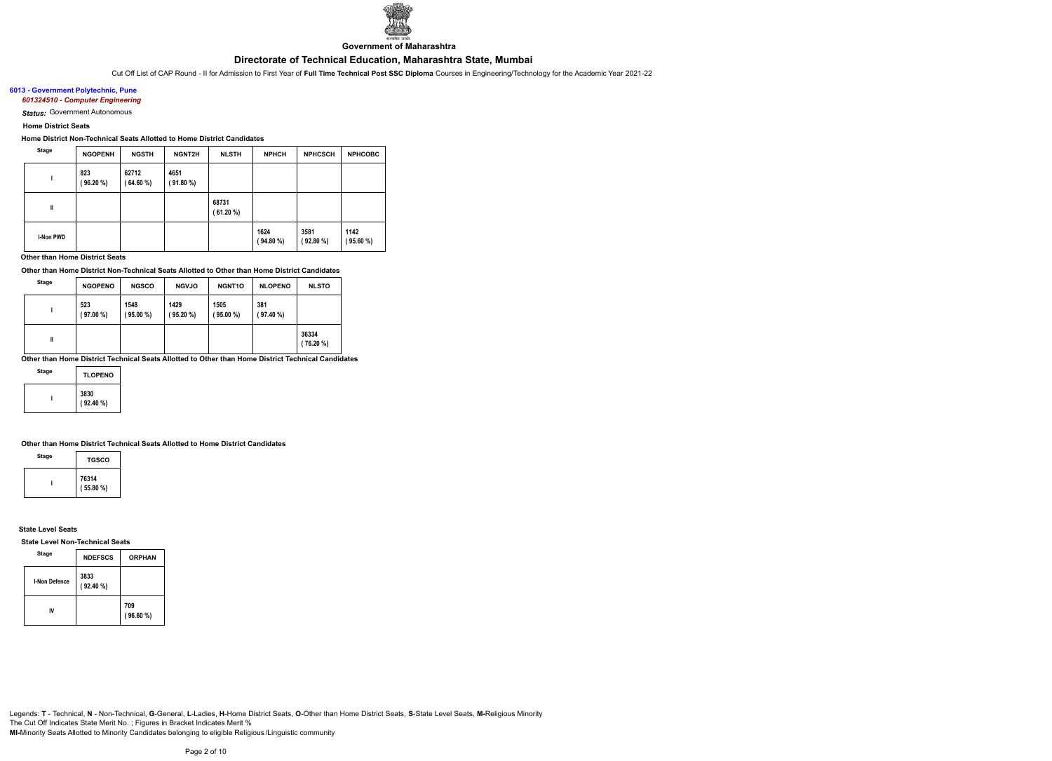Government of Maharashtra

# Directorate of Technical Education, Maharashtra State, Mumbai

Cut Off List of CAP Round - II for Admission to First Year of **Full Time Technical Post SSC Diploma** Courses in Engineering/Technology for the Academic Year 2021-22

## 6013 - Government Polytechnic, Pune

### *601324510 - Computer Engineering*

***Status:*** Government Autonomous

**Home District Seats**

**Home District Non-Technical Seats Allotted to Home District Candidates**

| Stage | NGOPENH | NGSTH | NGNT2H | NLSTH | NPHCH | NPHCSCH | NPHCOBC |
|---|---|---|---|---|---|---|---|
| I | 823 (96.20 %) | 62712 (64.60 %) | 4651 (91.80 %) | | | | |
| II | | | | 68731 (61.20 %) | | | |
| I-Non PWD | | | | | 1624 (94.80 %) | 3581 (92.80 %) | 1142 (95.60 %) |

**Other than Home District Seats**

**Other than Home District Non-Technical Seats Allotted to Other than Home District Candidates**

| Stage | NGOPENO | NGSCO | NGVJO | NGNT1O | NLOPENO | NLSTO |
|---|---|---|---|---|---|---|
| I | 523 (97.00 %) | 1548 (95.00 %) | 1429 (95.20 %) | 1505 (95.00 %) | 381 (97.40 %) | |
| II | | | | | | 36334 (76.20 %) |

**Other than Home District Technical Seats Allotted to Other than Home District Technical Candidates**

| Stage | TLOPENO |
|---|---|
| I | 3830 (92.40 %) |

**Other than Home District Technical Seats Allotted to Home District Candidates**

| Stage | TGSCO |
|---|---|
| I | 76314 (55.80 %) |

**State Level Seats**

**State Level Non-Technical Seats**

| Stage | NDEFSCS | ORPHAN |
|---|---|---|
| I-Non Defence | 3833 (92.40 %) | |
| IV | | 709 (96.60 %) |

Legends: **T** - Technical, **N** - Non-Technical, **G**-General, **L**-Ladies, **H**-Home District Seats, **O**-Other than Home District Seats, **S**-State Level Seats, **M-**Religious Minority
The Cut Off Indicates State Merit No. ; Figures in Bracket Indicates Merit %
**MI-**Minority Seats Allotted to Minority Candidates belonging to eligible Religious /Linguistic community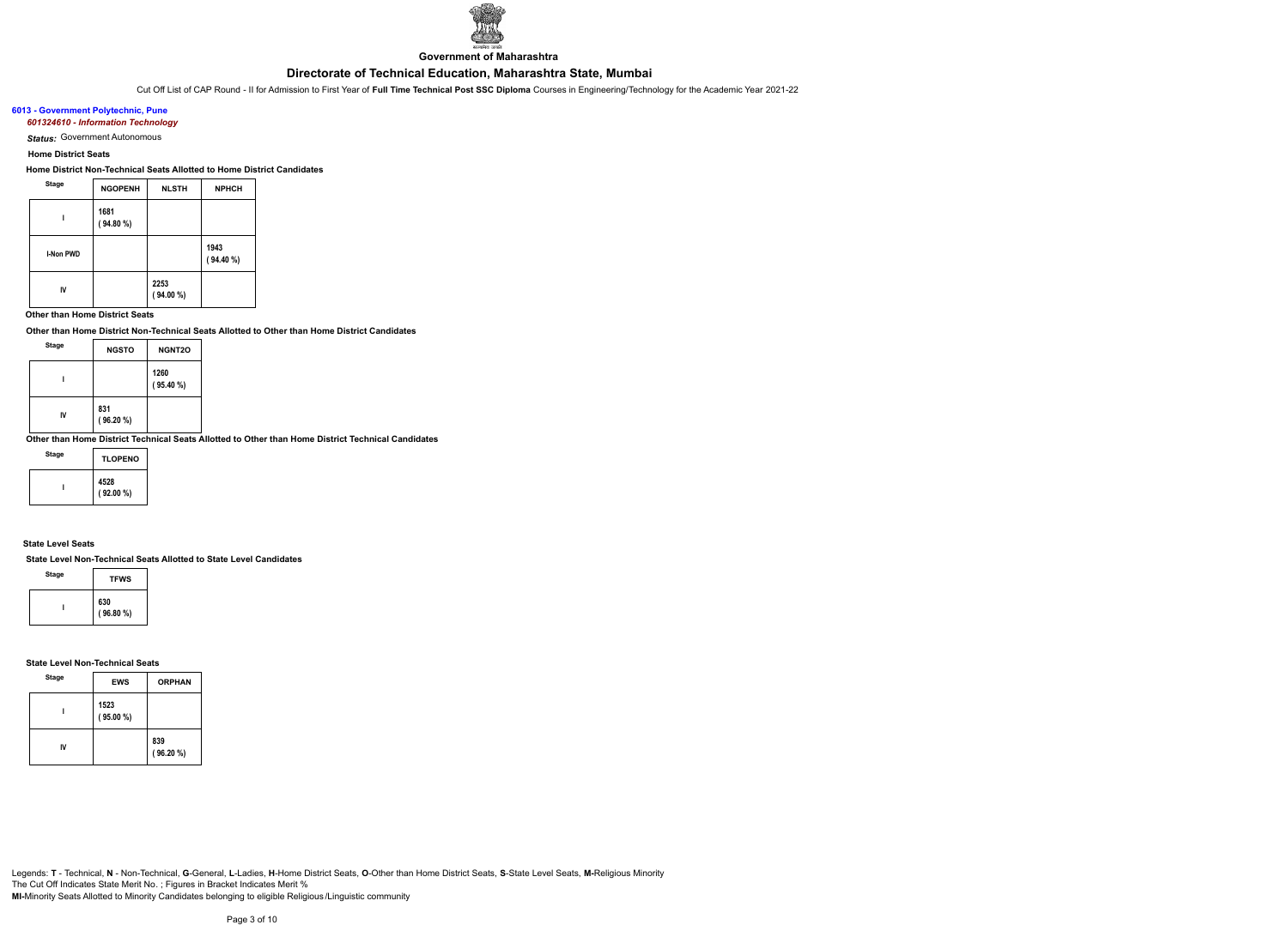**Government of Maharashtra**

## Directorate of Technical Education, Maharashtra State, Mumbai

Cut Off List of CAP Round - II for Admission to First Year of **Full Time Technical Post SSC Diploma** Courses in Engineering/Technology for the Academic Year 2021-22

### 6013 - Government Polytechnic, Pune

*601324610 - Information Technology*

***Status:*** Government Autonomous

**Home District Seats**

**Home District Non-Technical Seats Allotted to Home District Candidates**

| Stage | NGOPENH | NLSTH | NPHCH |
|---|---|---|---|
| I | 1681 (94.80 %) | | |
| I-Non PWD | | | 1943 (94.40 %) |
| IV | | 2253 (94.00 %) | |

**Other than Home District Seats**

**Other than Home District Non-Technical Seats Allotted to Other than Home District Candidates**

| Stage | NGSTO | NGNT2O |
|---|---|---|
| I | | 1260 (95.40 %) |
| IV | 831 (96.20 %) | |

**Other than Home District Technical Seats Allotted to Other than Home District Technical Candidates**

| Stage | TLOPENO |
|---|---|
| I | 4528 (92.00 %) |

**State Level Seats**

**State Level Non-Technical Seats Allotted to State Level Candidates**

| Stage | TFWS |
|---|---|
| I | 630 (96.80 %) |

**State Level Non-Technical Seats**

| Stage | EWS | ORPHAN |
|---|---|---|
| I | 1523 (95.00 %) | |
| IV | | 839 (96.20 %) |

Legends: **T** - Technical, **N** - Non-Technical, **G**-General, **L**-Ladies, **H**-Home District Seats, **O**-Other than Home District Seats, **S**-State Level Seats, **M-**Religious Minority
The Cut Off Indicates State Merit No. ; Figures in Bracket Indicates Merit %
**MI-**Minority Seats Allotted to Minority Candidates belonging to eligible Religious /Linguistic community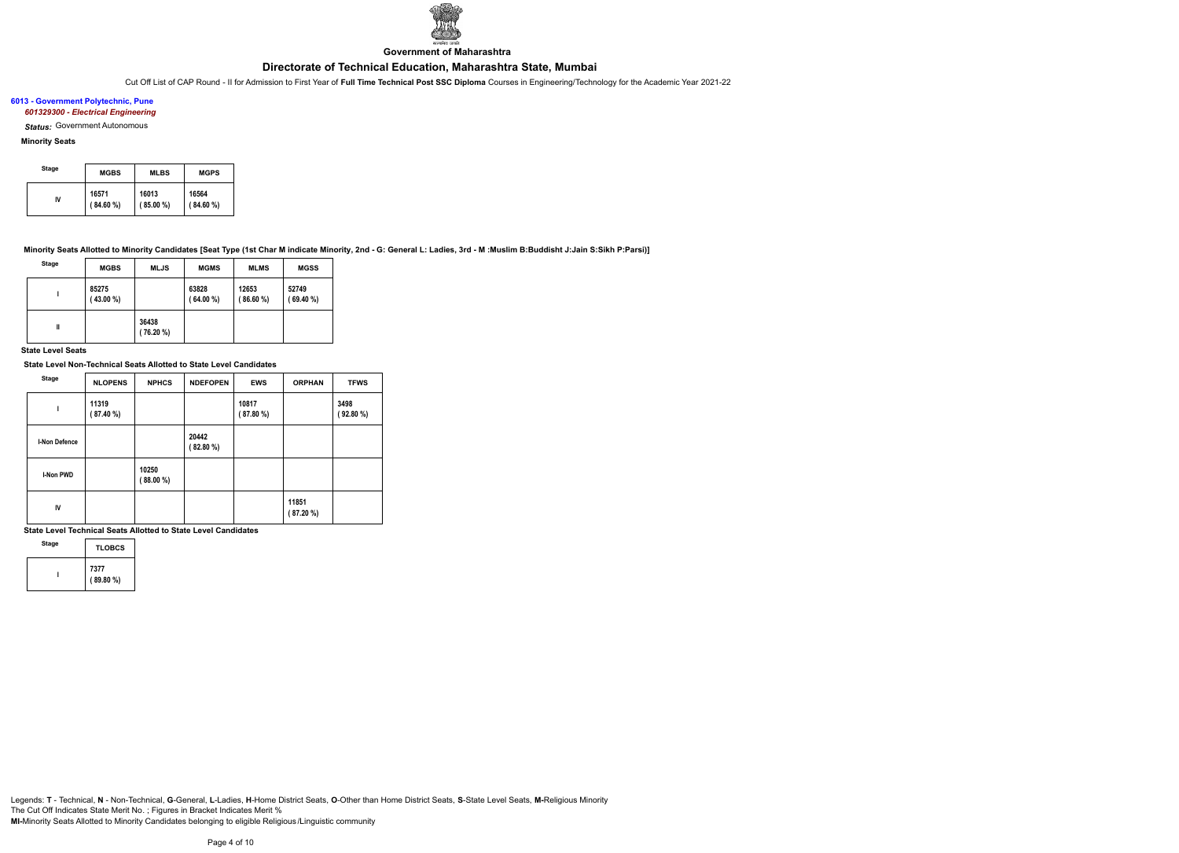**Government of Maharashtra**

## Directorate of Technical Education, Maharashtra State, Mumbai

Cut Off List of CAP Round - II for Admission to First Year of **Full Time Technical Post SSC Diploma** Courses in Engineering/Technology for the Academic Year 2021-22

**6013 - Government Polytechnic, Pune**

*601329300 - Electrical Engineering*

*Status:* Government Autonomous

**Minority Seats**

| Stage | MGBS | MLBS | MGPS |
|---|---|---|---|
| IV | 16571 (84.60 %) | 16013 (85.00 %) | 16564 (84.60 %) |

**Minority Seats Allotted to Minority Candidates [Seat Type (1st Char M indicate Minority, 2nd - G: General L: Ladies, 3rd - M :Muslim B:Buddisht J:Jain S:Sikh P:Parsi)]**

| Stage | MGBS | MLJS | MGMS | MLMS | MGSS |
|---|---|---|---|---|---|
| I | 85275 (43.00 %) | | 63828 (64.00 %) | 12653 (86.60 %) | 52749 (69.40 %) |
| II | | 36438 (76.20 %) | | | |

**State Level Seats**

**State Level Non-Technical Seats Allotted to State Level Candidates**

| Stage | NLOPENS | NPHCS | NDEFOPEN | EWS | ORPHAN | TFWS |
|---|---|---|---|---|---|---|
| I | 11319 (87.40 %) | | | 10817 (87.80 %) | | 3498 (92.80 %) |
| I-Non Defence | | | 20442 (82.80 %) | | | |
| I-Non PWD | | 10250 (88.00 %) | | | | |
| IV | | | | | 11851 (87.20 %) | |

**State Level Technical Seats Allotted to State Level Candidates**

| Stage | TLOBCS |
|---|---|
| I | 7377 (89.80 %) |

Legends: **T** - Technical, **N** - Non-Technical, **G**-General, **L**-Ladies, **H**-Home District Seats, **O**-Other than Home District Seats, **S**-State Level Seats, **M**-Religious Minority
The Cut Off Indicates State Merit No. ; Figures in Bracket Indicates Merit %
**MI**-Minority Seats Allotted to Minority Candidates belonging to eligible Religious /Linguistic community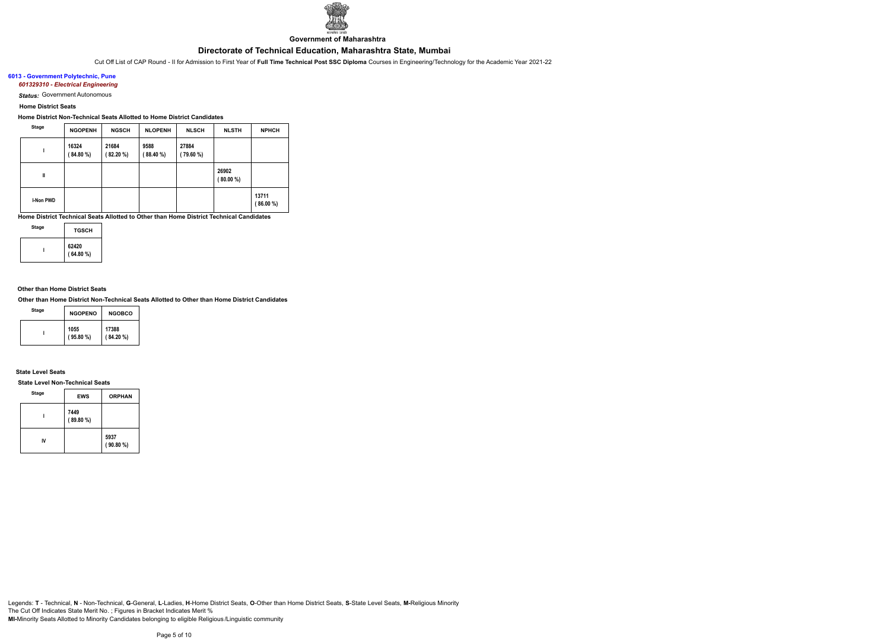**Government of Maharashtra**

## Directorate of Technical Education, Maharashtra State, Mumbai

Cut Off List of CAP Round - II for Admission to First Year of **Full Time Technical Post SSC Diploma** Courses in Engineering/Technology for the Academic Year 2021-22

### 6013 - Government Polytechnic, Pune

***601329310 - Electrical Engineering***

***Status:*** Government Autonomous

**Home District Seats**

**Home District Non-Technical Seats Allotted to Home District Candidates**

| Stage | NGOPENH | NGSCH | NLOPENH | NLSCH | NLSTH | NPHCH |
|---|---|---|---|---|---|---|
| I | 16324 (84.80 %) | 21684 (82.20 %) | 9588 (88.40 %) | 27884 (79.60 %) | | |
| II | | | | | 26902 (80.00 %) | |
| I-Non PWD | | | | | | 13711 (86.00 %) |

**Home District Technical Seats Allotted to Other than Home District Technical Candidates**

| Stage | TGSCH |
|---|---|
| I | 62420 (64.80 %) |

**Other than Home District Seats**

**Other than Home District Non-Technical Seats Allotted to Other than Home District Candidates**

| Stage | NGOPENO | NGOBCO |
|---|---|---|
| I | 1055 (95.80 %) | 17388 (84.20 %) |

**State Level Seats**

**State Level Non-Technical Seats**

| Stage | EWS | ORPHAN |
|---|---|---|
| I | 7449 (89.80 %) | |
| IV | | 5937 (90.80 %) |

Legends: **T** - Technical, **N** - Non-Technical, **G**-General, **L**-Ladies, **H**-Home District Seats, **O**-Other than Home District Seats, **S**-State Level Seats, **M-**Religious Minority
The Cut Off Indicates State Merit No. ; Figures in Bracket Indicates Merit %
**MI-**Minority Seats Allotted to Minority Candidates belonging to eligible Religious /Linguistic community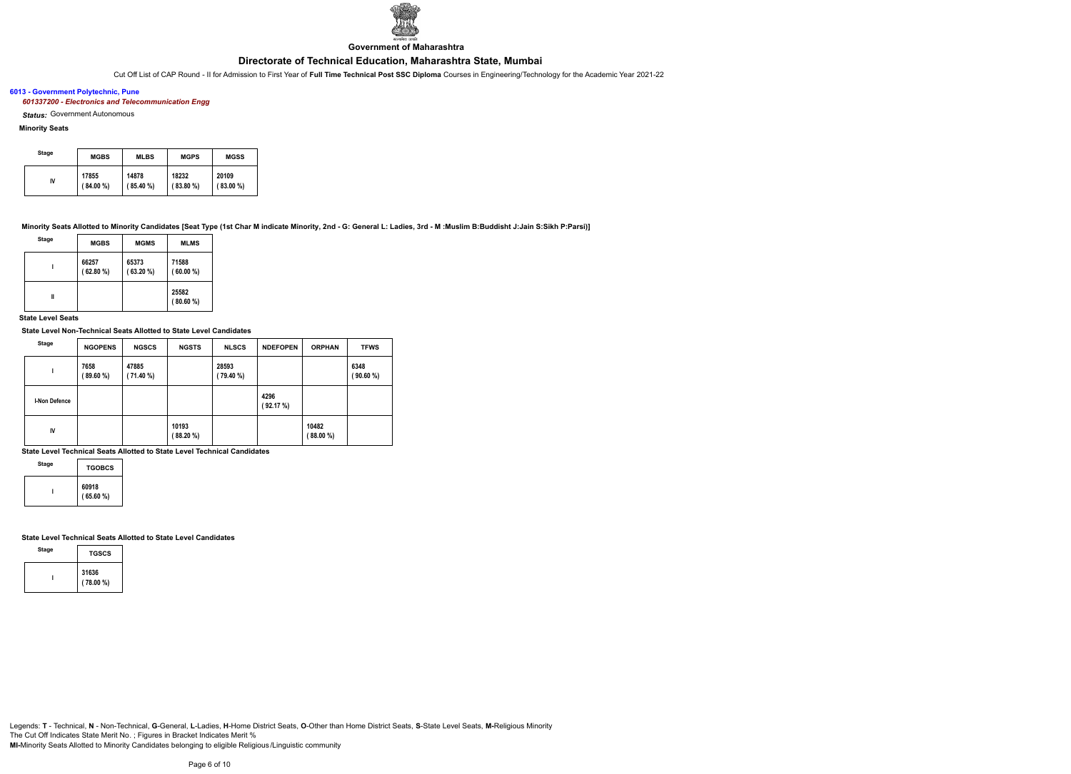Government of Maharashtra

## Directorate of Technical Education, Maharashtra State, Mumbai

Cut Off List of CAP Round - II for Admission to First Year of **Full Time Technical Post SSC Diploma** Courses in Engineering/Technology for the Academic Year 2021-22

### 6013 - Government Polytechnic, Pune

*601337200 - Electronics and Telecommunication Engg*

*Status:* Government Autonomous

**Minority Seats**

| Stage | MGBS | MLBS | MGPS | MGSS |
|---|---|---|---|---|
| IV | 17855 (84.00 %) | 14878 (85.40 %) | 18232 (83.80 %) | 20109 (83.00 %) |

**Minority Seats Allotted to Minority Candidates [Seat Type (1st Char M indicate Minority, 2nd - G: General L: Ladies, 3rd - M :Muslim B:Buddisht J:Jain S:Sikh P:Parsi)]**

| Stage | MGBS | MGMS | MLMS |
|---|---|---|---|
| I | 66257 (62.80 %) | 65373 (63.20 %) | 71588 (60.00 %) |
| II | | | 25582 (80.60 %) |

**State Level Seats**

**State Level Non-Technical Seats Allotted to State Level Candidates**

| Stage | NGOPENS | NGSCS | NGSTS | NLSCS | NDEFOPEN | ORPHAN | TFWS |
|---|---|---|---|---|---|---|---|
| I | 7658 (89.60 %) | 47885 (71.40 %) | | 28593 (79.40 %) | | | 6348 (90.60 %) |
| I-Non Defence | | | | | 4296 (92.17 %) | | |
| IV | | | 10193 (88.20 %) | | | 10482 (88.00 %) | |

**State Level Technical Seats Allotted to State Level Technical Candidates**

| Stage | TGOBCS |
|---|---|
| I | 60918 (65.60 %) |

**State Level Technical Seats Allotted to State Level Candidates**

| Stage | TGSCS |
|---|---|
| I | 31636 (78.00 %) |

Legends: **T** - Technical, **N** - Non-Technical, **G**-General, **L**-Ladies, **H**-Home District Seats, **O**-Other than Home District Seats, **S**-State Level Seats, **M**-Religious Minority
The Cut Off Indicates State Merit No. ; Figures in Bracket Indicates Merit %
**MI-**Minority Seats Allotted to Minority Candidates belonging to eligible Religious /Linguistic community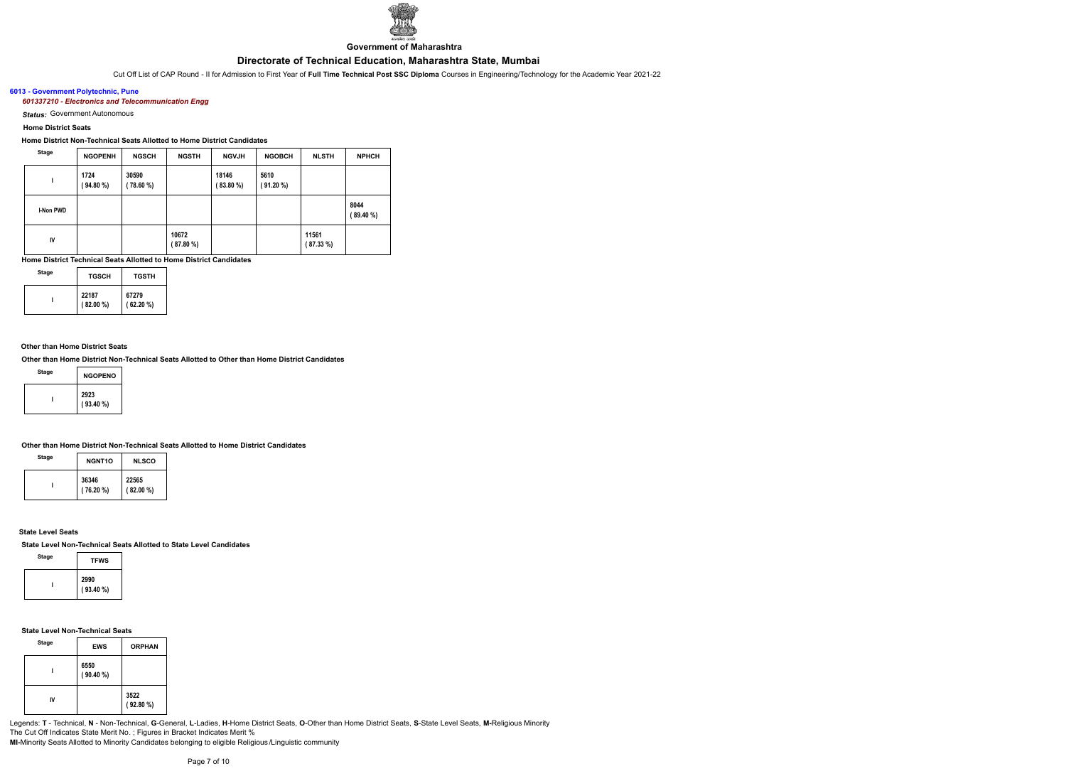Government of Maharashtra

# Directorate of Technical Education, Maharashtra State, Mumbai

Cut Off List of CAP Round - II for Admission to First Year of **Full Time Technical Post SSC Diploma** Courses in Engineering/Technology for the Academic Year 2021-22

**6013 - Government Polytechnic, Pune**

***601337210 - Electronics and Telecommunication Engg***

***Status:*** Government Autonomous

**Home District Seats**

**Home District Non-Technical Seats Allotted to Home District Candidates**

| Stage | NGOPENH | NGSCH | NGSTH | NGVJH | NGOBCH | NLSTH | NPHCH |
|---|---|---|---|---|---|---|---|
| I | 1724 (94.80 %) | 30590 (78.60 %) | | 18146 (83.80 %) | 5610 (91.20 %) | | |
| I-Non PWD | | | | | | | 8044 (89.40 %) |
| IV | | | 10672 (87.80 %) | | | 11561 (87.33 %) | |

**Home District Technical Seats Allotted to Home District Candidates**

| Stage | TGSCH | TGSTH |
|---|---|---|
| I | 22187 (82.00 %) | 67279 (62.20 %) |

**Other than Home District Seats**

**Other than Home District Non-Technical Seats Allotted to Other than Home District Candidates**

| Stage | NGOPENO |
|---|---|
| I | 2923 (93.40 %) |

**Other than Home District Non-Technical Seats Allotted to Home District Candidates**

| Stage | NGNT1O | NLSCO |
|---|---|---|
| I | 36346 (76.20 %) | 22565 (82.00 %) |

**State Level Seats**

**State Level Non-Technical Seats Allotted to State Level Candidates**

| Stage | TFWS |
|---|---|
| I | 2990 (93.40 %) |

**State Level Non-Technical Seats**

| Stage | EWS | ORPHAN |
|---|---|---|
| I | 6550 (90.40 %) | |
| IV | | 3522 (92.80 %) |

Legends: **T** - Technical, **N** - Non-Technical, **G**-General, **L**-Ladies, **H**-Home District Seats, **O**-Other than Home District Seats, **S**-State Level Seats, **M-**Religious Minority
The Cut Off Indicates State Merit No. ; Figures in Bracket Indicates Merit %
**MI-**Minority Seats Allotted to Minority Candidates belonging to eligible Religious /Linguistic community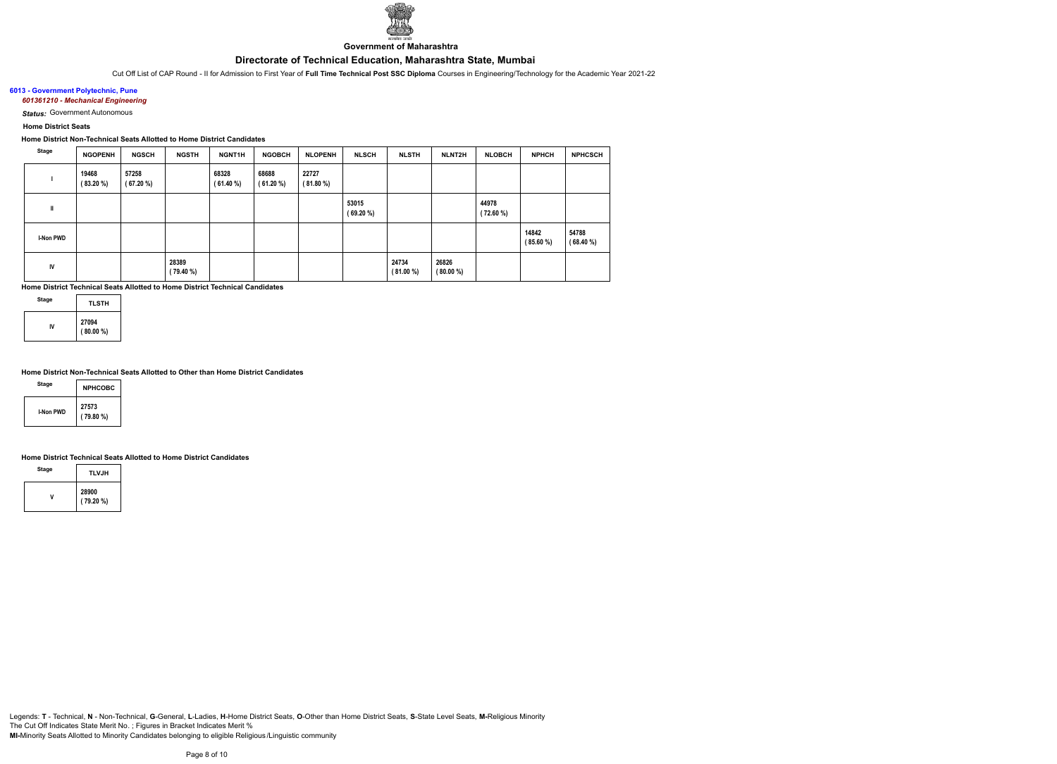**Government of Maharashtra**

## Directorate of Technical Education, Maharashtra State, Mumbai

Cut Off List of CAP Round - II for Admission to First Year of **Full Time Technical Post SSC Diploma** Courses in Engineering/Technology for the Academic Year 2021-22

### 6013 - Government Polytechnic, Pune

*601361210 - Mechanical Engineering*

*Status:* Government Autonomous

**Home District Seats**

**Home District Non-Technical Seats Allotted to Home District Candidates**

| Stage | NGOPENH | NGSCH | NGSTH | NGNT1H | NGOBCH | NLOPENH | NLSCH | NLSTH | NLNT2H | NLOBCH | NPHCH | NPHCSCH |
|---|---|---|---|---|---|---|---|---|---|---|---|---|
| I | 19468 (83.20 %) | 57258 (67.20 %) | | 68328 (61.40 %) | 68688 (61.20 %) | 22727 (81.80 %) | | | | | | |
| II | | | | | | | 53015 (69.20 %) | | | 44978 (72.60 %) | | |
| I-Non PWD | | | | | | | | | | | 14842 (85.60 %) | 54788 (68.40 %) |
| IV | | | 28389 (79.40 %) | | | | | 24734 (81.00 %) | 26826 (80.00 %) | | | |

**Home District Technical Seats Allotted to Home District Technical Candidates**

| Stage | TLSTH |
|---|---|
| IV | 27094 (80.00 %) |

**Home District Non-Technical Seats Allotted to Other than Home District Candidates**

| Stage | NPHCOBC |
|---|---|
| I-Non PWD | 27573 (79.80 %) |

**Home District Technical Seats Allotted to Home District Candidates**

| Stage | TLVJH |
|---|---|
| V | 28900 (79.20 %) |

Legends: **T** - Technical, **N** - Non-Technical, **G**-General, **L**-Ladies, **H**-Home District Seats, **O**-Other than Home District Seats, **S**-State Level Seats, **M-**Religious Minority
The Cut Off Indicates State Merit No. ; Figures in Bracket Indicates Merit %
**MI-**Minority Seats Allotted to Minority Candidates belonging to eligible Religious /Linguistic community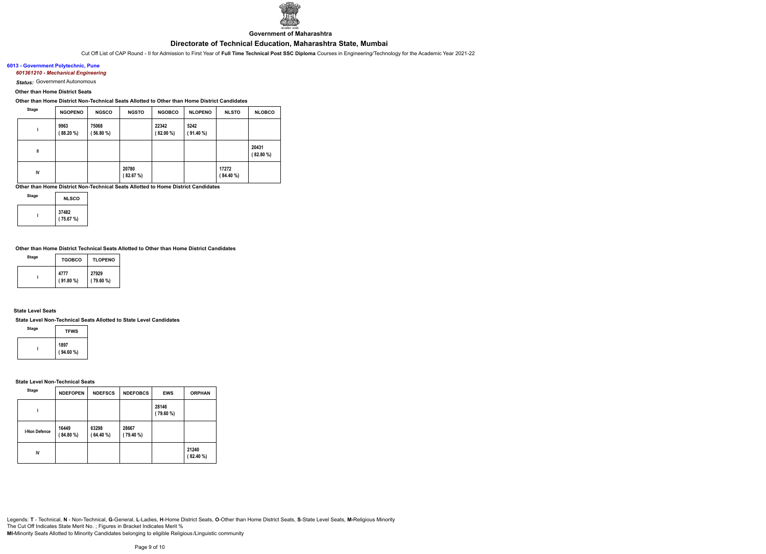Government of Maharashtra

# Directorate of Technical Education, Maharashtra State, Mumbai

Cut Off List of CAP Round - II for Admission to First Year of **Full Time Technical Post SSC Diploma** Courses in Engineering/Technology for the Academic Year 2021-22

## 6013 - Government Polytechnic, Pune

***601361210 - Mechanical Engineering***

***Status:*** Government Autonomous

**Other than Home District Seats**

**Other than Home District Non-Technical Seats Allotted to Other than Home District Candidates**

| Stage | NGOPENO | NGSCO | NGSTO | NGOBCO | NLOPENO | NLSTO | NLOBCO |
|---|---|---|---|---|---|---|---|
| I | 9963 (88.20 %) | 75068 (56.80 %) | | 22342 (82.00 %) | 5242 (91.40 %) | | |
| II | | | | | | | 20431 (82.80 %) |
| IV | | | 20780 (82.67 %) | | | 17272 (84.40 %) | |

**Other than Home District Non-Technical Seats Allotted to Home District Candidates**

| Stage | NLSCO |
|---|---|
| I | 37482 (75.67 %) |

**Other than Home District Technical Seats Allotted to Other than Home District Candidates**

| Stage | TGOBCO | TLOPENO |
|---|---|---|
| I | 4777 (91.80 %) | 27929 (79.60 %) |

**State Level Seats**

**State Level Non-Technical Seats Allotted to State Level Candidates**

| Stage | TFWS |
|---|---|
| I | 1897 (94.60 %) |

**State Level Non-Technical Seats**

| Stage | NDEFOPEN | NDEFSCS | NDEFOBCS | EWS | ORPHAN |
|---|---|---|---|---|---|
| I | | | | 28146 (79.60 %) | |
| I-Non Defence | 16449 (84.80 %) | 63298 (64.40 %) | 28667 (79.40 %) | | |
| IV | | | | | 21240 (82.40 %) |

Legends: **T** - Technical, **N** - Non-Technical, **G**-General, **L**-Ladies, **H**-Home District Seats, **O**-Other than Home District Seats, **S**-State Level Seats, **M-**Religious Minority
The Cut Off Indicates State Merit No. ; Figures in Bracket Indicates Merit %
**MI-**Minority Seats Allotted to Minority Candidates belonging to eligible Religious /Linguistic community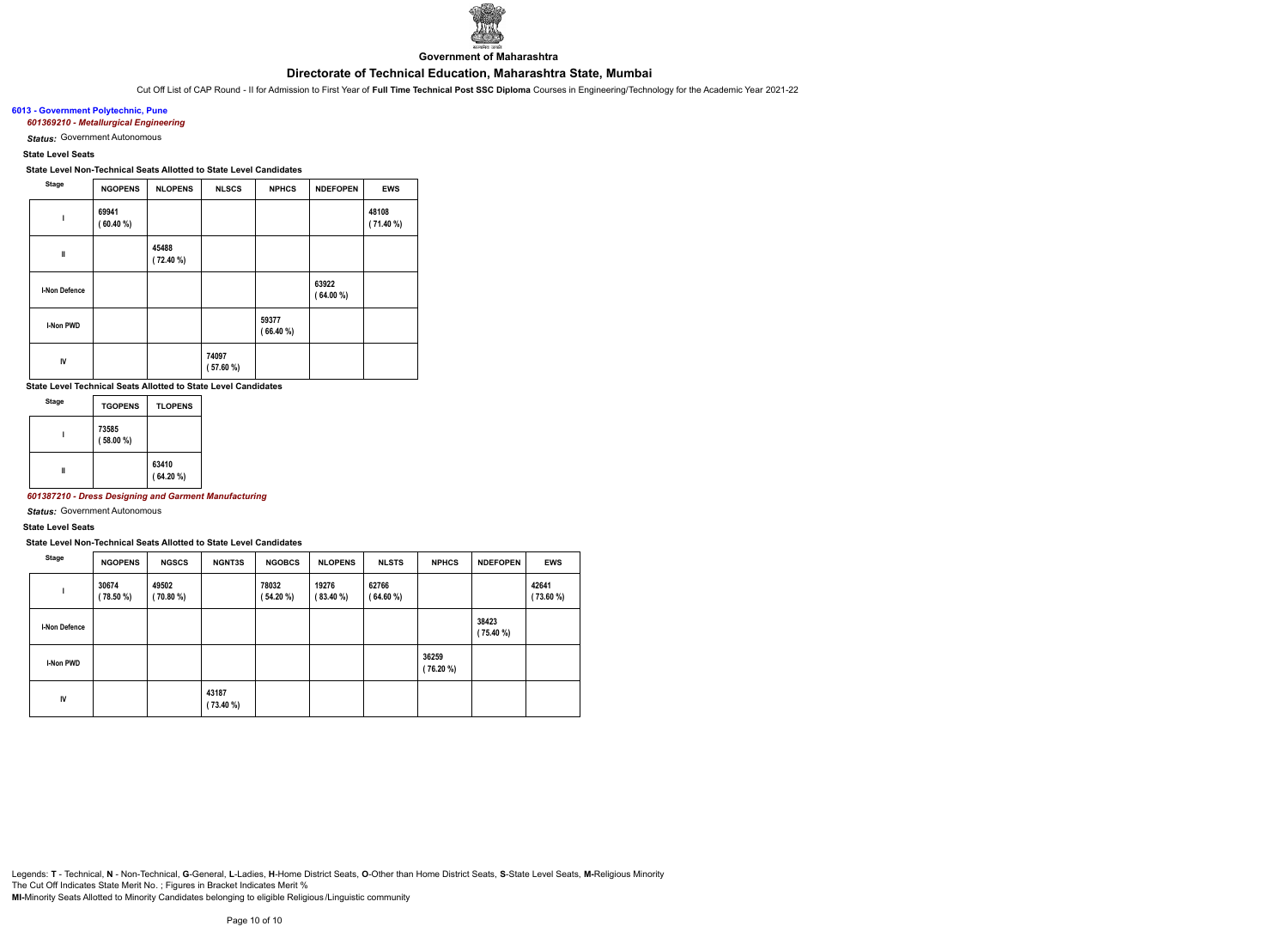Government of Maharashtra

# Directorate of Technical Education, Maharashtra State, Mumbai

Cut Off List of CAP Round - II for Admission to First Year of **Full Time Technical Post SSC Diploma** Courses in Engineering/Technology for the Academic Year 2021-22

## 6013 - Government Polytechnic, Pune

### *601369210 - Metallurgical Engineering*

*Status:* Government Autonomous

**State Level Seats**

**State Level Non-Technical Seats Allotted to State Level Candidates**

| Stage | NGOPENS | NLOPENS | NLSCS | NPHCS | NDEFOPEN | EWS |
|---|---|---|---|---|---|---|
| I | 69941 (60.40 %) | | | | | 48108 (71.40 %) |
| II | | 45488 (72.40 %) | | | | |
| I-Non Defence | | | | | 63922 (64.00 %) | |
| I-Non PWD | | | | 59377 (66.40 %) | | |
| IV | | | 74097 (57.60 %) | | | |

**State Level Technical Seats Allotted to State Level Candidates**

| Stage | TGOPENS | TLOPENS |
|---|---|---|
| I | 73585 (58.00 %) | |
| II | | 63410 (64.20 %) |

### *601387210 - Dress Designing and Garment Manufacturing*

*Status:* Government Autonomous

**State Level Seats**

**State Level Non-Technical Seats Allotted to State Level Candidates**

| Stage | NGOPENS | NGSCS | NGNT3S | NGOBCS | NLOPENS | NLSTS | NPHCS | NDEFOPEN | EWS |
|---|---|---|---|---|---|---|---|---|---|
| I | 30674 (78.50 %) | 49502 (70.80 %) | | 78032 (54.20 %) | 19276 (83.40 %) | 62766 (64.60 %) | | | 42641 (73.60 %) |
| I-Non Defence | | | | | | | | 38423 (75.40 %) | |
| I-Non PWD | | | | | | | 36259 (76.20 %) | | |
| IV | | | 43187 (73.40 %) | | | | | | |

Legends: **T** - Technical, **N** - Non-Technical, **G**-General, **L**-Ladies, **H**-Home District Seats, **O**-Other than Home District Seats, **S**-State Level Seats, **M-**Religious Minority
The Cut Off Indicates State Merit No. ; Figures in Bracket Indicates Merit %
**MI-**Minority Seats Allotted to Minority Candidates belonging to eligible Religious /Linguistic community